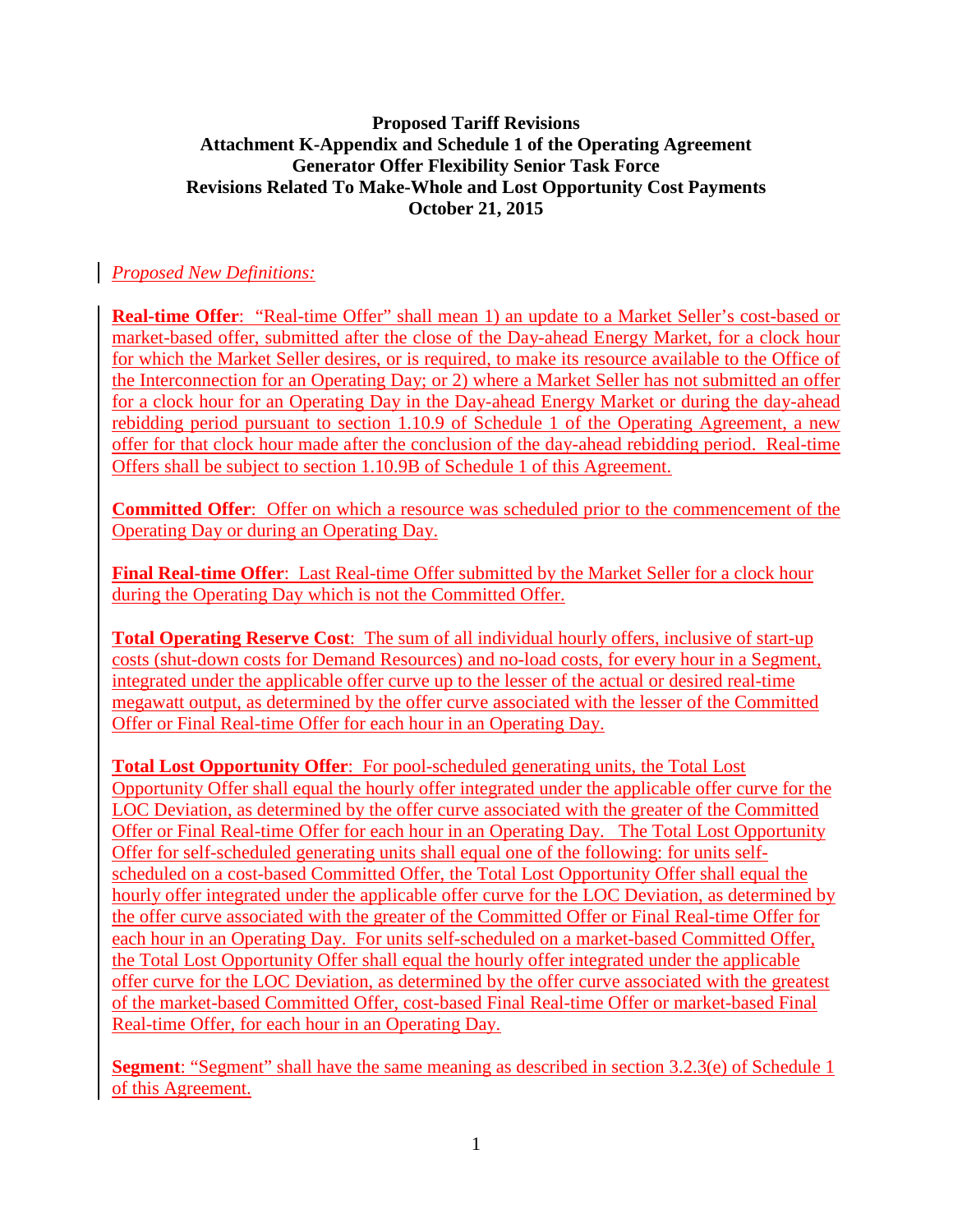**Proposed Tariff Revisions**
**Attachment K-Appendix and Schedule 1 of the Operating Agreement**
**Generator Offer Flexibility Senior Task Force**
**Revisions Related To Make-Whole and Lost Opportunity Cost Payments**
**October 21, 2015**

*Proposed New Definitions:*

**Real-time Offer**: "Real-time Offer" shall mean 1) an update to a Market Seller's cost-based or market-based offer, submitted after the close of the Day-ahead Energy Market, for a clock hour for which the Market Seller desires, or is required, to make its resource available to the Office of the Interconnection for an Operating Day; or 2) where a Market Seller has not submitted an offer for a clock hour for an Operating Day in the Day-ahead Energy Market or during the day-ahead rebidding period pursuant to section 1.10.9 of Schedule 1 of the Operating Agreement, a new offer for that clock hour made after the conclusion of the day-ahead rebidding period. Real-time Offers shall be subject to section 1.10.9B of Schedule 1 of this Agreement.

**Committed Offer**: Offer on which a resource was scheduled prior to the commencement of the Operating Day or during an Operating Day.

**Final Real-time Offer**: Last Real-time Offer submitted by the Market Seller for a clock hour during the Operating Day which is not the Committed Offer.

**Total Operating Reserve Cost**: The sum of all individual hourly offers, inclusive of start-up costs (shut-down costs for Demand Resources) and no-load costs, for every hour in a Segment, integrated under the applicable offer curve up to the lesser of the actual or desired real-time megawatt output, as determined by the offer curve associated with the lesser of the Committed Offer or Final Real-time Offer for each hour in an Operating Day.

**Total Lost Opportunity Offer**: For pool-scheduled generating units, the Total Lost Opportunity Offer shall equal the hourly offer integrated under the applicable offer curve for the LOC Deviation, as determined by the offer curve associated with the greater of the Committed Offer or Final Real-time Offer for each hour in an Operating Day. The Total Lost Opportunity Offer for self-scheduled generating units shall equal one of the following: for units self-scheduled on a cost-based Committed Offer, the Total Lost Opportunity Offer shall equal the hourly offer integrated under the applicable offer curve for the LOC Deviation, as determined by the offer curve associated with the greater of the Committed Offer or Final Real-time Offer for each hour in an Operating Day. For units self-scheduled on a market-based Committed Offer, the Total Lost Opportunity Offer shall equal the hourly offer integrated under the applicable offer curve for the LOC Deviation, as determined by the offer curve associated with the greatest of the market-based Committed Offer, cost-based Final Real-time Offer or market-based Final Real-time Offer, for each hour in an Operating Day.

**Segment**: "Segment" shall have the same meaning as described in section 3.2.3(e) of Schedule 1 of this Agreement.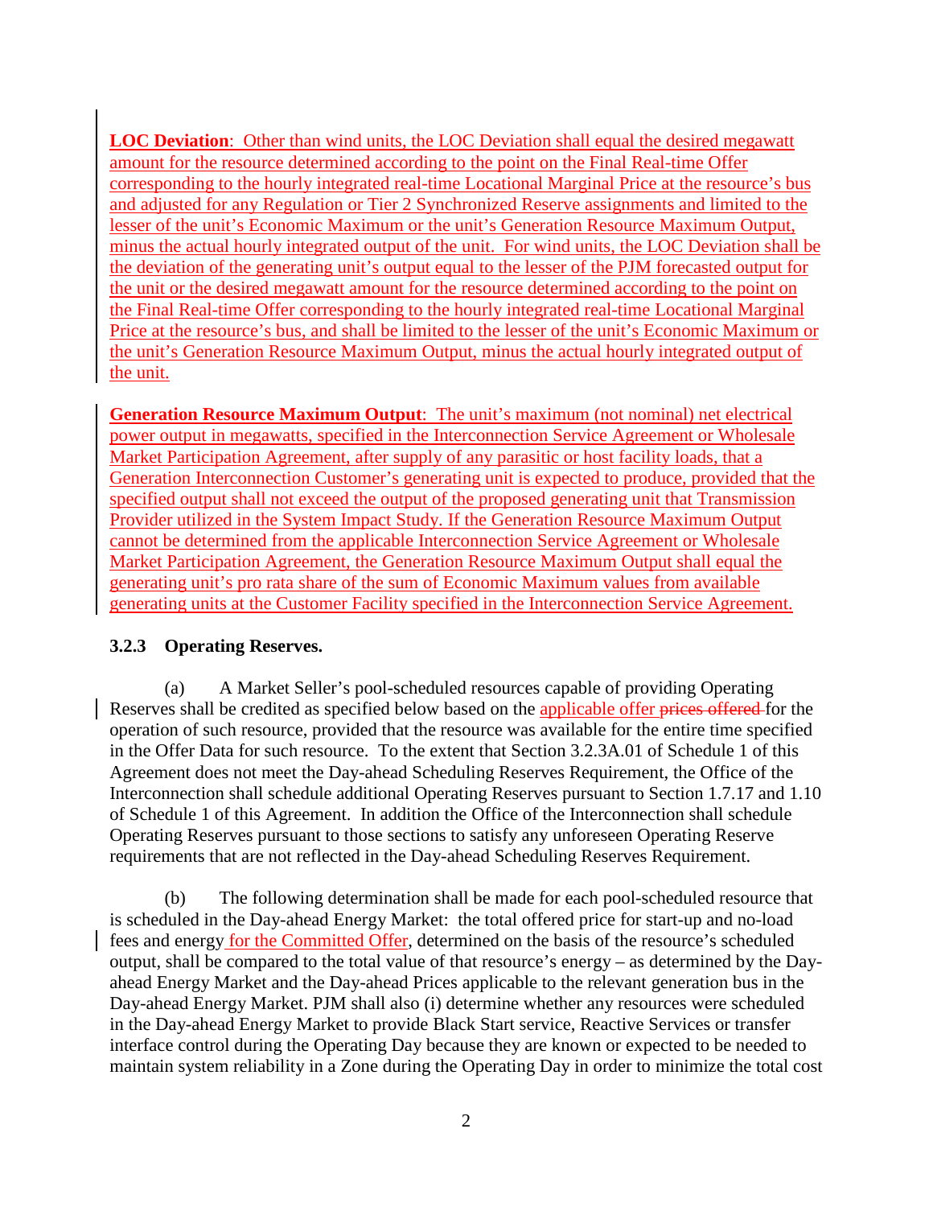**LOC Deviation**: Other than wind units, the LOC Deviation shall equal the desired megawatt amount for the resource determined according to the point on the Final Real-time Offer corresponding to the hourly integrated real-time Locational Marginal Price at the resource's bus and adjusted for any Regulation or Tier 2 Synchronized Reserve assignments and limited to the lesser of the unit's Economic Maximum or the unit's Generation Resource Maximum Output, minus the actual hourly integrated output of the unit. For wind units, the LOC Deviation shall be the deviation of the generating unit's output equal to the lesser of the PJM forecasted output for the unit or the desired megawatt amount for the resource determined according to the point on the Final Real-time Offer corresponding to the hourly integrated real-time Locational Marginal Price at the resource's bus, and shall be limited to the lesser of the unit's Economic Maximum or the unit's Generation Resource Maximum Output, minus the actual hourly integrated output of the unit.

**Generation Resource Maximum Output**: The unit's maximum (not nominal) net electrical power output in megawatts, specified in the Interconnection Service Agreement or Wholesale Market Participation Agreement, after supply of any parasitic or host facility loads, that a Generation Interconnection Customer's generating unit is expected to produce, provided that the specified output shall not exceed the output of the proposed generating unit that Transmission Provider utilized in the System Impact Study. If the Generation Resource Maximum Output cannot be determined from the applicable Interconnection Service Agreement or Wholesale Market Participation Agreement, the Generation Resource Maximum Output shall equal the generating unit's pro rata share of the sum of Economic Maximum values from available generating units at the Customer Facility specified in the Interconnection Service Agreement.

### 3.2.3 Operating Reserves.

(a) A Market Seller's pool-scheduled resources capable of providing Operating Reserves shall be credited as specified below based on the applicable offer ~~prices offered~~ for the operation of such resource, provided that the resource was available for the entire time specified in the Offer Data for such resource. To the extent that Section 3.2.3A.01 of Schedule 1 of this Agreement does not meet the Day-ahead Scheduling Reserves Requirement, the Office of the Interconnection shall schedule additional Operating Reserves pursuant to Section 1.7.17 and 1.10 of Schedule 1 of this Agreement. In addition the Office of the Interconnection shall schedule Operating Reserves pursuant to those sections to satisfy any unforeseen Operating Reserve requirements that are not reflected in the Day-ahead Scheduling Reserves Requirement.

(b) The following determination shall be made for each pool-scheduled resource that is scheduled in the Day-ahead Energy Market: the total offered price for start-up and no-load fees and energy for the Committed Offer, determined on the basis of the resource's scheduled output, shall be compared to the total value of that resource's energy – as determined by the Day-ahead Energy Market and the Day-ahead Prices applicable to the relevant generation bus in the Day-ahead Energy Market. PJM shall also (i) determine whether any resources were scheduled in the Day-ahead Energy Market to provide Black Start service, Reactive Services or transfer interface control during the Operating Day because they are known or expected to be needed to maintain system reliability in a Zone during the Operating Day in order to minimize the total cost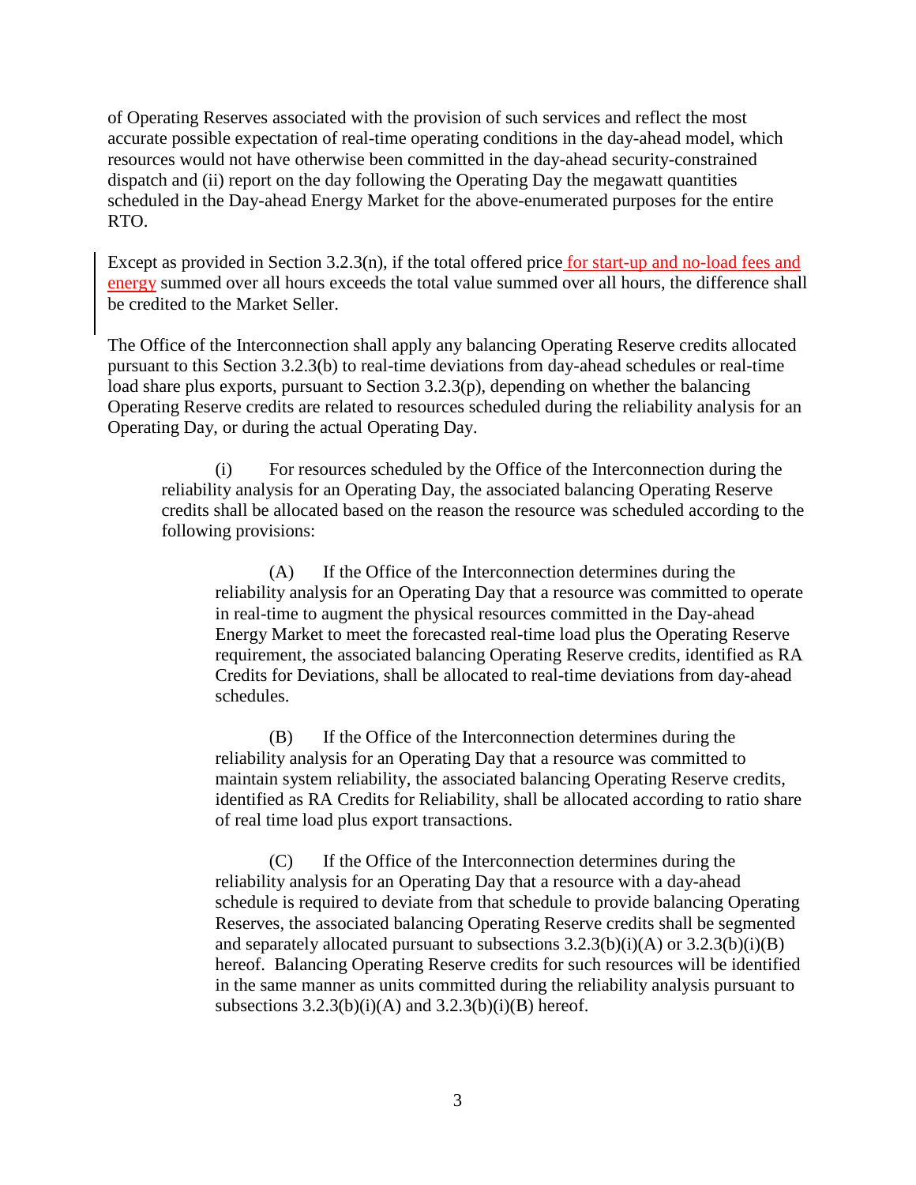of Operating Reserves associated with the provision of such services and reflect the most accurate possible expectation of real-time operating conditions in the day-ahead model, which resources would not have otherwise been committed in the day-ahead security-constrained dispatch and (ii) report on the day following the Operating Day the megawatt quantities scheduled in the Day-ahead Energy Market for the above-enumerated purposes for the entire RTO.

Except as provided in Section 3.2.3(n), if the total offered price for start-up and no-load fees and energy summed over all hours exceeds the total value summed over all hours, the difference shall be credited to the Market Seller.

The Office of the Interconnection shall apply any balancing Operating Reserve credits allocated pursuant to this Section 3.2.3(b) to real-time deviations from day-ahead schedules or real-time load share plus exports, pursuant to Section 3.2.3(p), depending on whether the balancing Operating Reserve credits are related to resources scheduled during the reliability analysis for an Operating Day, or during the actual Operating Day.

(i) For resources scheduled by the Office of the Interconnection during the reliability analysis for an Operating Day, the associated balancing Operating Reserve credits shall be allocated based on the reason the resource was scheduled according to the following provisions:

(A) If the Office of the Interconnection determines during the reliability analysis for an Operating Day that a resource was committed to operate in real-time to augment the physical resources committed in the Day-ahead Energy Market to meet the forecasted real-time load plus the Operating Reserve requirement, the associated balancing Operating Reserve credits, identified as RA Credits for Deviations, shall be allocated to real-time deviations from day-ahead schedules.

(B) If the Office of the Interconnection determines during the reliability analysis for an Operating Day that a resource was committed to maintain system reliability, the associated balancing Operating Reserve credits, identified as RA Credits for Reliability, shall be allocated according to ratio share of real time load plus export transactions.

(C) If the Office of the Interconnection determines during the reliability analysis for an Operating Day that a resource with a day-ahead schedule is required to deviate from that schedule to provide balancing Operating Reserves, the associated balancing Operating Reserve credits shall be segmented and separately allocated pursuant to subsections 3.2.3(b)(i)(A) or 3.2.3(b)(i)(B) hereof. Balancing Operating Reserve credits for such resources will be identified in the same manner as units committed during the reliability analysis pursuant to subsections 3.2.3(b)(i)(A) and 3.2.3(b)(i)(B) hereof.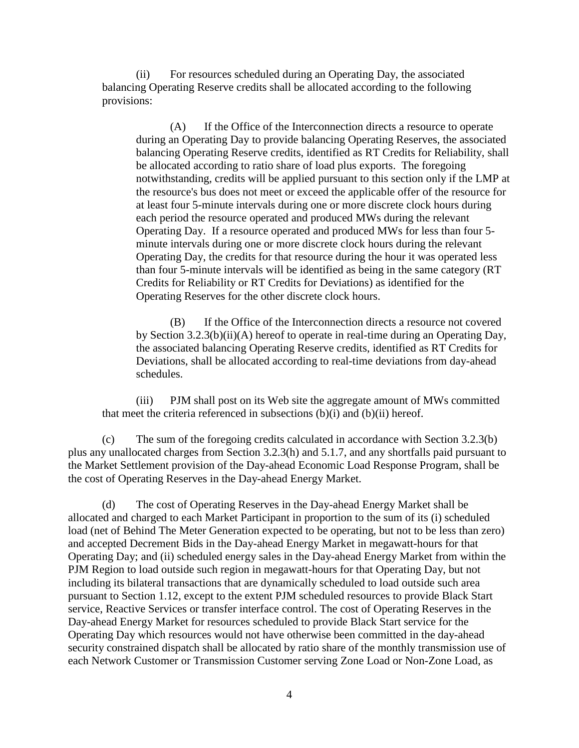(ii) For resources scheduled during an Operating Day, the associated balancing Operating Reserve credits shall be allocated according to the following provisions:

(A) If the Office of the Interconnection directs a resource to operate during an Operating Day to provide balancing Operating Reserves, the associated balancing Operating Reserve credits, identified as RT Credits for Reliability, shall be allocated according to ratio share of load plus exports. The foregoing notwithstanding, credits will be applied pursuant to this section only if the LMP at the resource's bus does not meet or exceed the applicable offer of the resource for at least four 5-minute intervals during one or more discrete clock hours during each period the resource operated and produced MWs during the relevant Operating Day. If a resource operated and produced MWs for less than four 5-minute intervals during one or more discrete clock hours during the relevant Operating Day, the credits for that resource during the hour it was operated less than four 5-minute intervals will be identified as being in the same category (RT Credits for Reliability or RT Credits for Deviations) as identified for the Operating Reserves for the other discrete clock hours.

(B) If the Office of the Interconnection directs a resource not covered by Section 3.2.3(b)(ii)(A) hereof to operate in real-time during an Operating Day, the associated balancing Operating Reserve credits, identified as RT Credits for Deviations, shall be allocated according to real-time deviations from day-ahead schedules.

(iii) PJM shall post on its Web site the aggregate amount of MWs committed that meet the criteria referenced in subsections (b)(i) and (b)(ii) hereof.

(c) The sum of the foregoing credits calculated in accordance with Section 3.2.3(b) plus any unallocated charges from Section 3.2.3(h) and 5.1.7, and any shortfalls paid pursuant to the Market Settlement provision of the Day-ahead Economic Load Response Program, shall be the cost of Operating Reserves in the Day-ahead Energy Market.

(d) The cost of Operating Reserves in the Day-ahead Energy Market shall be allocated and charged to each Market Participant in proportion to the sum of its (i) scheduled load (net of Behind The Meter Generation expected to be operating, but not to be less than zero) and accepted Decrement Bids in the Day-ahead Energy Market in megawatt-hours for that Operating Day; and (ii) scheduled energy sales in the Day-ahead Energy Market from within the PJM Region to load outside such region in megawatt-hours for that Operating Day, but not including its bilateral transactions that are dynamically scheduled to load outside such area pursuant to Section 1.12, except to the extent PJM scheduled resources to provide Black Start service, Reactive Services or transfer interface control. The cost of Operating Reserves in the Day-ahead Energy Market for resources scheduled to provide Black Start service for the Operating Day which resources would not have otherwise been committed in the day-ahead security constrained dispatch shall be allocated by ratio share of the monthly transmission use of each Network Customer or Transmission Customer serving Zone Load or Non-Zone Load, as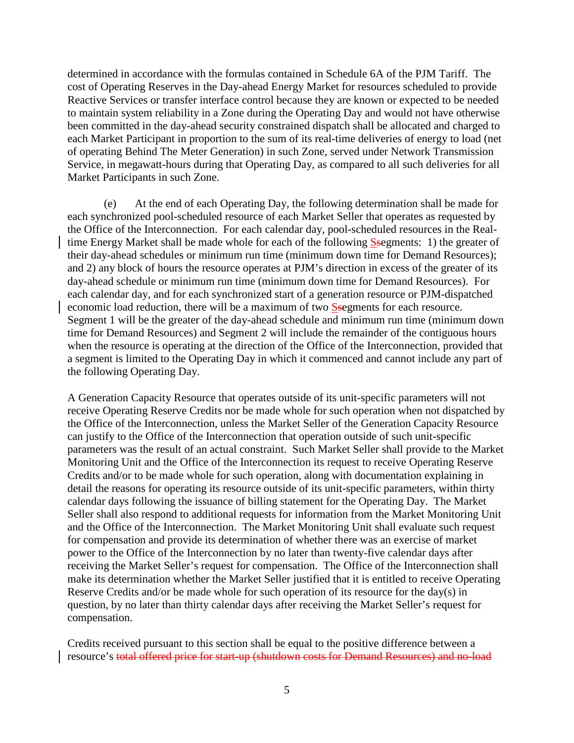determined in accordance with the formulas contained in Schedule 6A of the PJM Tariff. The cost of Operating Reserves in the Day-ahead Energy Market for resources scheduled to provide Reactive Services or transfer interface control because they are known or expected to be needed to maintain system reliability in a Zone during the Operating Day and would not have otherwise been committed in the day-ahead security constrained dispatch shall be allocated and charged to each Market Participant in proportion to the sum of its real-time deliveries of energy to load (net of operating Behind The Meter Generation) in such Zone, served under Network Transmission Service, in megawatt-hours during that Operating Day, as compared to all such deliveries for all Market Participants in such Zone.

(e) At the end of each Operating Day, the following determination shall be made for each synchronized pool-scheduled resource of each Market Seller that operates as requested by the Office of the Interconnection. For each calendar day, pool-scheduled resources in the Real-time Energy Market shall be made whole for each of the following S~~s~~egments: 1) the greater of their day-ahead schedules or minimum run time (minimum down time for Demand Resources); and 2) any block of hours the resource operates at PJM's direction in excess of the greater of its day-ahead schedule or minimum run time (minimum down time for Demand Resources). For each calendar day, and for each synchronized start of a generation resource or PJM-dispatched economic load reduction, there will be a maximum of two S~~s~~egments for each resource. Segment 1 will be the greater of the day-ahead schedule and minimum run time (minimum down time for Demand Resources) and Segment 2 will include the remainder of the contiguous hours when the resource is operating at the direction of the Office of the Interconnection, provided that a segment is limited to the Operating Day in which it commenced and cannot include any part of the following Operating Day.

A Generation Capacity Resource that operates outside of its unit-specific parameters will not receive Operating Reserve Credits nor be made whole for such operation when not dispatched by the Office of the Interconnection, unless the Market Seller of the Generation Capacity Resource can justify to the Office of the Interconnection that operation outside of such unit-specific parameters was the result of an actual constraint. Such Market Seller shall provide to the Market Monitoring Unit and the Office of the Interconnection its request to receive Operating Reserve Credits and/or to be made whole for such operation, along with documentation explaining in detail the reasons for operating its resource outside of its unit-specific parameters, within thirty calendar days following the issuance of billing statement for the Operating Day. The Market Seller shall also respond to additional requests for information from the Market Monitoring Unit and the Office of the Interconnection. The Market Monitoring Unit shall evaluate such request for compensation and provide its determination of whether there was an exercise of market power to the Office of the Interconnection by no later than twenty-five calendar days after receiving the Market Seller's request for compensation. The Office of the Interconnection shall make its determination whether the Market Seller justified that it is entitled to receive Operating Reserve Credits and/or be made whole for such operation of its resource for the day(s) in question, by no later than thirty calendar days after receiving the Market Seller's request for compensation.

Credits received pursuant to this section shall be equal to the positive difference between a resource's ~~total offered price for start-up (shutdown costs for Demand Resources) and no-load~~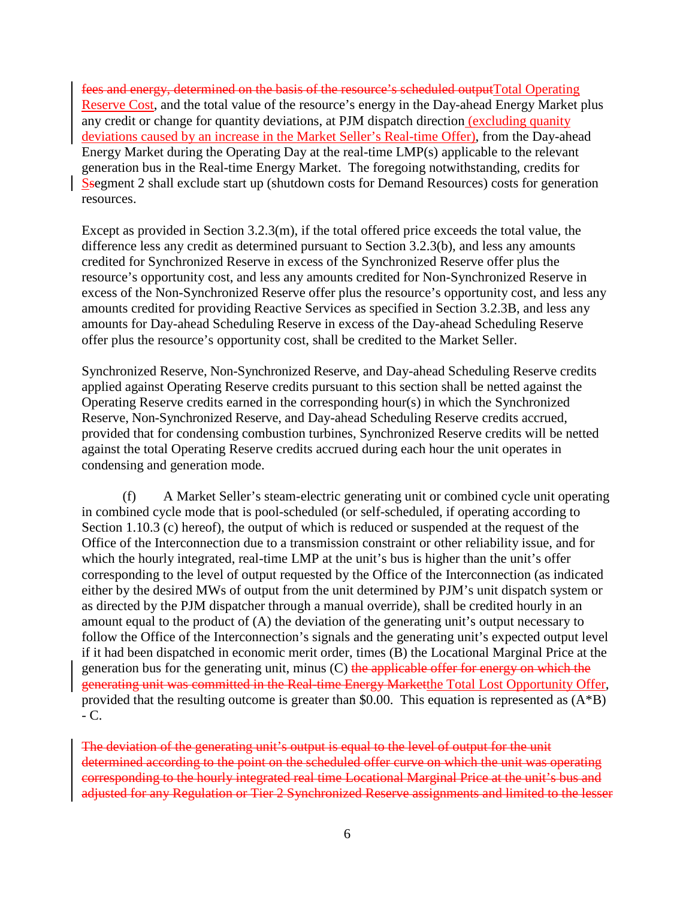~~fees and energy, determined on the basis of the resource's scheduled output~~Total Operating Reserve Cost, and the total value of the resource's energy in the Day-ahead Energy Market plus any credit or change for quantity deviations, at PJM dispatch direction (excluding quanity deviations caused by an increase in the Market Seller's Real-time Offer), from the Day-ahead Energy Market during the Operating Day at the real-time LMP(s) applicable to the relevant generation bus in the Real-time Energy Market. The foregoing notwithstanding, credits for S~~s~~egment 2 shall exclude start up (shutdown costs for Demand Resources) costs for generation resources.

Except as provided in Section 3.2.3(m), if the total offered price exceeds the total value, the difference less any credit as determined pursuant to Section 3.2.3(b), and less any amounts credited for Synchronized Reserve in excess of the Synchronized Reserve offer plus the resource's opportunity cost, and less any amounts credited for Non-Synchronized Reserve in excess of the Non-Synchronized Reserve offer plus the resource's opportunity cost, and less any amounts credited for providing Reactive Services as specified in Section 3.2.3B, and less any amounts for Day-ahead Scheduling Reserve in excess of the Day-ahead Scheduling Reserve offer plus the resource's opportunity cost, shall be credited to the Market Seller.

Synchronized Reserve, Non-Synchronized Reserve, and Day-ahead Scheduling Reserve credits applied against Operating Reserve credits pursuant to this section shall be netted against the Operating Reserve credits earned in the corresponding hour(s) in which the Synchronized Reserve, Non-Synchronized Reserve, and Day-ahead Scheduling Reserve credits accrued, provided that for condensing combustion turbines, Synchronized Reserve credits will be netted against the total Operating Reserve credits accrued during each hour the unit operates in condensing and generation mode.

(f) A Market Seller's steam-electric generating unit or combined cycle unit operating in combined cycle mode that is pool-scheduled (or self-scheduled, if operating according to Section 1.10.3 (c) hereof), the output of which is reduced or suspended at the request of the Office of the Interconnection due to a transmission constraint or other reliability issue, and for which the hourly integrated, real-time LMP at the unit's bus is higher than the unit's offer corresponding to the level of output requested by the Office of the Interconnection (as indicated either by the desired MWs of output from the unit determined by PJM's unit dispatch system or as directed by the PJM dispatcher through a manual override), shall be credited hourly in an amount equal to the product of (A) the deviation of the generating unit's output necessary to follow the Office of the Interconnection's signals and the generating unit's expected output level if it had been dispatched in economic merit order, times (B) the Locational Marginal Price at the generation bus for the generating unit, minus (C) ~~the applicable offer for energy on which the generating unit was committed in the Real-time Energy Market~~the Total Lost Opportunity Offer, provided that the resulting outcome is greater than \$0.00. This equation is represented as (A*B) - C.

~~The deviation of the generating unit's output is equal to the level of output for the unit determined according to the point on the scheduled offer curve on which the unit was operating corresponding to the hourly integrated real time Locational Marginal Price at the unit's bus and adjusted for any Regulation or Tier 2 Synchronized Reserve assignments and limited to the lesser~~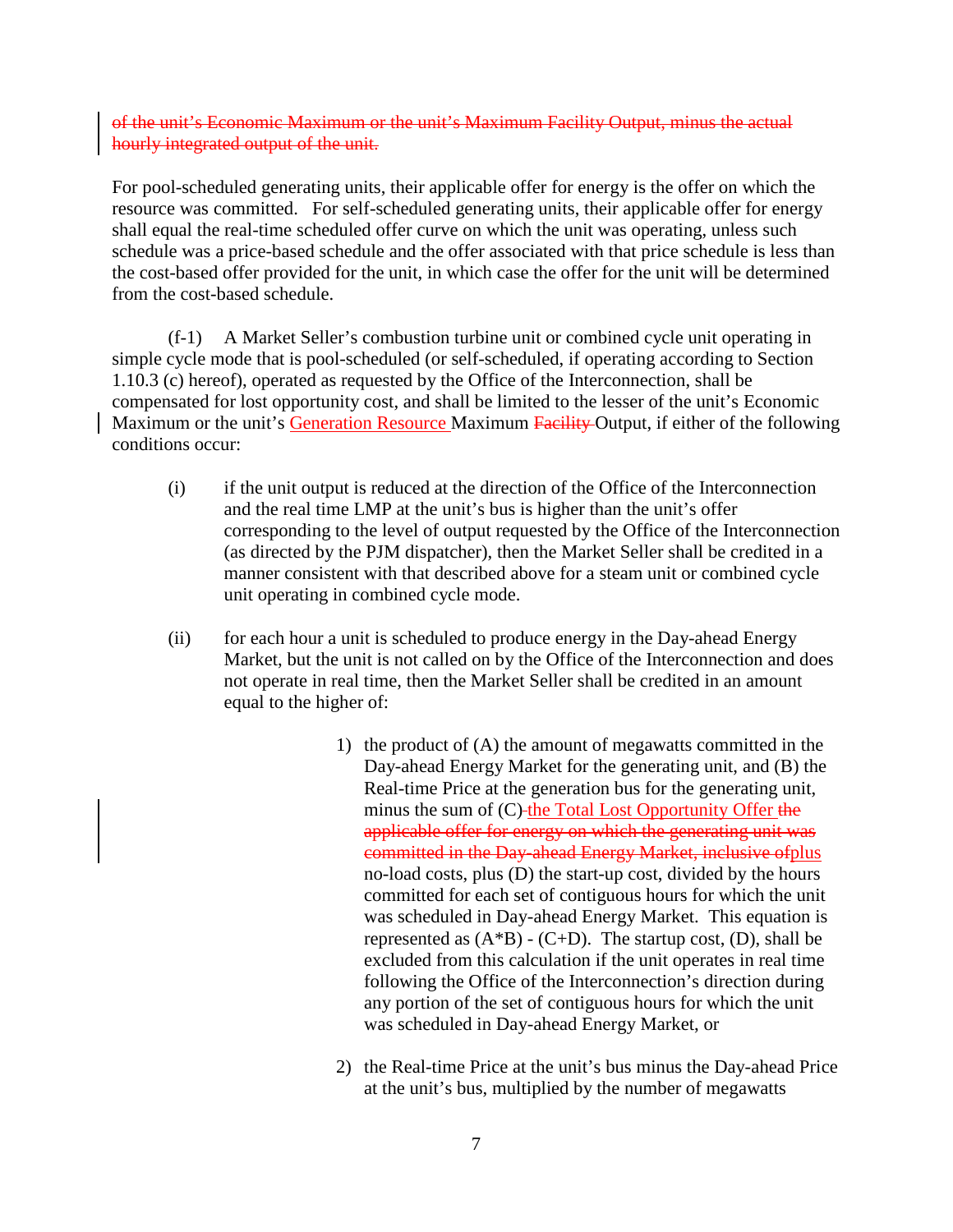~~of the unit's Economic Maximum or the unit's Maximum Facility Output, minus the actual hourly integrated output of the unit.~~

For pool-scheduled generating units, their applicable offer for energy is the offer on which the resource was committed. For self-scheduled generating units, their applicable offer for energy shall equal the real-time scheduled offer curve on which the unit was operating, unless such schedule was a price-based schedule and the offer associated with that price schedule is less than the cost-based offer provided for the unit, in which case the offer for the unit will be determined from the cost-based schedule.

(f-1) A Market Seller's combustion turbine unit or combined cycle unit operating in simple cycle mode that is pool-scheduled (or self-scheduled, if operating according to Section 1.10.3 (c) hereof), operated as requested by the Office of the Interconnection, shall be compensated for lost opportunity cost, and shall be limited to the lesser of the unit's Economic Maximum or the unit's Generation Resource Maximum ~~Facility~~ Output, if either of the following conditions occur:

(i) if the unit output is reduced at the direction of the Office of the Interconnection and the real time LMP at the unit's bus is higher than the unit's offer corresponding to the level of output requested by the Office of the Interconnection (as directed by the PJM dispatcher), then the Market Seller shall be credited in a manner consistent with that described above for a steam unit or combined cycle unit operating in combined cycle mode.

(ii) for each hour a unit is scheduled to produce energy in the Day-ahead Energy Market, but the unit is not called on by the Office of the Interconnection and does not operate in real time, then the Market Seller shall be credited in an amount equal to the higher of:

1) the product of (A) the amount of megawatts committed in the Day-ahead Energy Market for the generating unit, and (B) the Real-time Price at the generation bus for the generating unit, minus the sum of (C) the Total Lost Opportunity Offer ~~the applicable offer for energy on which the generating unit was committed in the Day-ahead Energy Market, inclusive of~~plus no-load costs, plus (D) the start-up cost, divided by the hours committed for each set of contiguous hours for which the unit was scheduled in Day-ahead Energy Market. This equation is represented as (A*B) - (C+D). The startup cost, (D), shall be excluded from this calculation if the unit operates in real time following the Office of the Interconnection's direction during any portion of the set of contiguous hours for which the unit was scheduled in Day-ahead Energy Market, or

2) the Real-time Price at the unit's bus minus the Day-ahead Price at the unit's bus, multiplied by the number of megawatts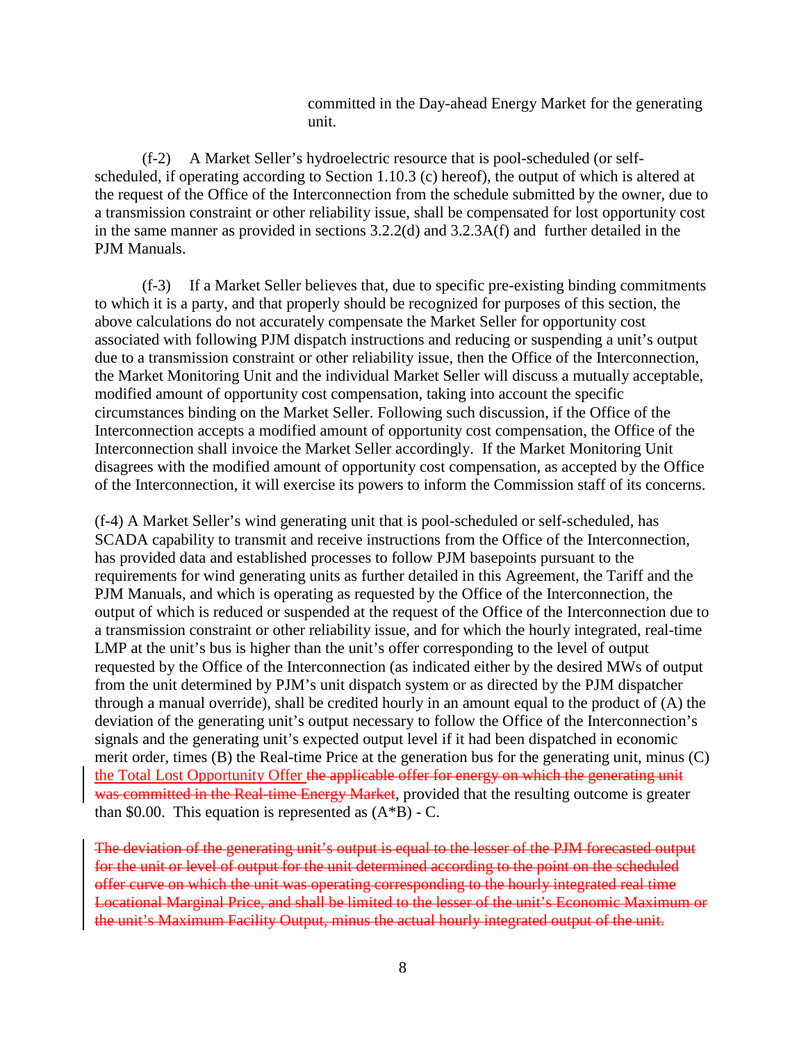committed in the Day-ahead Energy Market for the generating unit.

(f-2) A Market Seller's hydroelectric resource that is pool-scheduled (or self-scheduled, if operating according to Section 1.10.3 (c) hereof), the output of which is altered at the request of the Office of the Interconnection from the schedule submitted by the owner, due to a transmission constraint or other reliability issue, shall be compensated for lost opportunity cost in the same manner as provided in sections 3.2.2(d) and 3.2.3A(f) and further detailed in the PJM Manuals.

(f-3) If a Market Seller believes that, due to specific pre-existing binding commitments to which it is a party, and that properly should be recognized for purposes of this section, the above calculations do not accurately compensate the Market Seller for opportunity cost associated with following PJM dispatch instructions and reducing or suspending a unit's output due to a transmission constraint or other reliability issue, then the Office of the Interconnection, the Market Monitoring Unit and the individual Market Seller will discuss a mutually acceptable, modified amount of opportunity cost compensation, taking into account the specific circumstances binding on the Market Seller. Following such discussion, if the Office of the Interconnection accepts a modified amount of opportunity cost compensation, the Office of the Interconnection shall invoice the Market Seller accordingly. If the Market Monitoring Unit disagrees with the modified amount of opportunity cost compensation, as accepted by the Office of the Interconnection, it will exercise its powers to inform the Commission staff of its concerns.

(f-4) A Market Seller's wind generating unit that is pool-scheduled or self-scheduled, has SCADA capability to transmit and receive instructions from the Office of the Interconnection, has provided data and established processes to follow PJM basepoints pursuant to the requirements for wind generating units as further detailed in this Agreement, the Tariff and the PJM Manuals, and which is operating as requested by the Office of the Interconnection, the output of which is reduced or suspended at the request of the Office of the Interconnection due to a transmission constraint or other reliability issue, and for which the hourly integrated, real-time LMP at the unit's bus is higher than the unit's offer corresponding to the level of output requested by the Office of the Interconnection (as indicated either by the desired MWs of output from the unit determined by PJM's unit dispatch system or as directed by the PJM dispatcher through a manual override), shall be credited hourly in an amount equal to the product of (A) the deviation of the generating unit's output necessary to follow the Office of the Interconnection's signals and the generating unit's expected output level if it had been dispatched in economic merit order, times (B) the Real-time Price at the generation bus for the generating unit, minus (C) the Total Lost Opportunity Offer ~~the applicable offer for energy on which the generating unit was committed in the Real-time Energy Market~~, provided that the resulting outcome is greater than \$0.00. This equation is represented as (A*B) - C.

~~The deviation of the generating unit's output is equal to the lesser of the PJM forecasted output for the unit or level of output for the unit determined according to the point on the scheduled offer curve on which the unit was operating corresponding to the hourly integrated real time Locational Marginal Price, and shall be limited to the lesser of the unit's Economic Maximum or the unit's Maximum Facility Output, minus the actual hourly integrated output of the unit.~~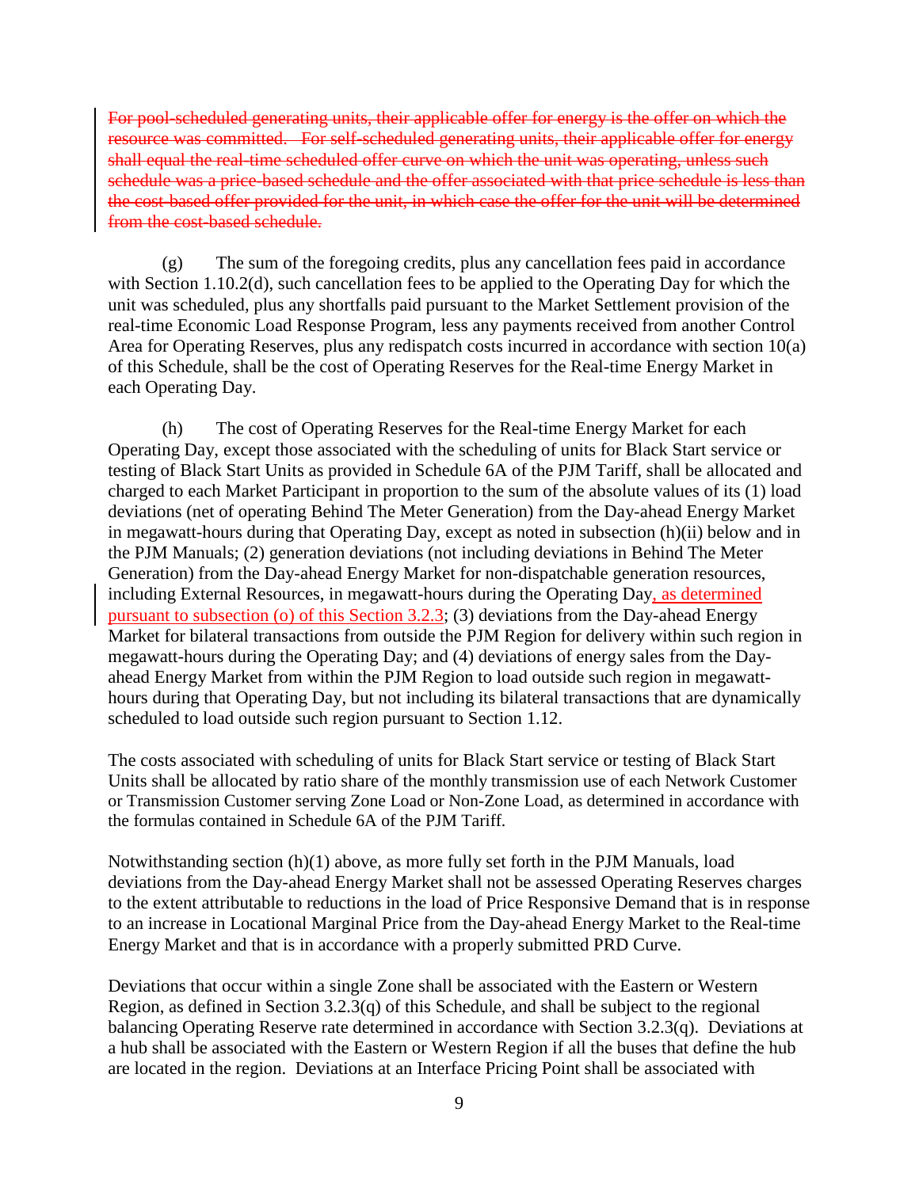~~For pool-scheduled generating units, their applicable offer for energy is the offer on which the resource was committed. For self-scheduled generating units, their applicable offer for energy shall equal the real-time scheduled offer curve on which the unit was operating, unless such schedule was a price-based schedule and the offer associated with that price schedule is less than the cost-based offer provided for the unit, in which case the offer for the unit will be determined from the cost-based schedule.~~

(g) The sum of the foregoing credits, plus any cancellation fees paid in accordance with Section 1.10.2(d), such cancellation fees to be applied to the Operating Day for which the unit was scheduled, plus any shortfalls paid pursuant to the Market Settlement provision of the real-time Economic Load Response Program, less any payments received from another Control Area for Operating Reserves, plus any redispatch costs incurred in accordance with section 10(a) of this Schedule, shall be the cost of Operating Reserves for the Real-time Energy Market in each Operating Day.

(h) The cost of Operating Reserves for the Real-time Energy Market for each Operating Day, except those associated with the scheduling of units for Black Start service or testing of Black Start Units as provided in Schedule 6A of the PJM Tariff, shall be allocated and charged to each Market Participant in proportion to the sum of the absolute values of its (1) load deviations (net of operating Behind The Meter Generation) from the Day-ahead Energy Market in megawatt-hours during that Operating Day, except as noted in subsection (h)(ii) below and in the PJM Manuals; (2) generation deviations (not including deviations in Behind The Meter Generation) from the Day-ahead Energy Market for non-dispatchable generation resources, including External Resources, in megawatt-hours during the Operating Day, as determined pursuant to subsection (o) of this Section 3.2.3; (3) deviations from the Day-ahead Energy Market for bilateral transactions from outside the PJM Region for delivery within such region in megawatt-hours during the Operating Day; and (4) deviations of energy sales from the Day-ahead Energy Market from within the PJM Region to load outside such region in megawatt-hours during that Operating Day, but not including its bilateral transactions that are dynamically scheduled to load outside such region pursuant to Section 1.12.

The costs associated with scheduling of units for Black Start service or testing of Black Start Units shall be allocated by ratio share of the monthly transmission use of each Network Customer or Transmission Customer serving Zone Load or Non-Zone Load, as determined in accordance with the formulas contained in Schedule 6A of the PJM Tariff.

Notwithstanding section (h)(1) above, as more fully set forth in the PJM Manuals, load deviations from the Day-ahead Energy Market shall not be assessed Operating Reserves charges to the extent attributable to reductions in the load of Price Responsive Demand that is in response to an increase in Locational Marginal Price from the Day-ahead Energy Market to the Real-time Energy Market and that is in accordance with a properly submitted PRD Curve.

Deviations that occur within a single Zone shall be associated with the Eastern or Western Region, as defined in Section 3.2.3(q) of this Schedule, and shall be subject to the regional balancing Operating Reserve rate determined in accordance with Section 3.2.3(q). Deviations at a hub shall be associated with the Eastern or Western Region if all the buses that define the hub are located in the region. Deviations at an Interface Pricing Point shall be associated with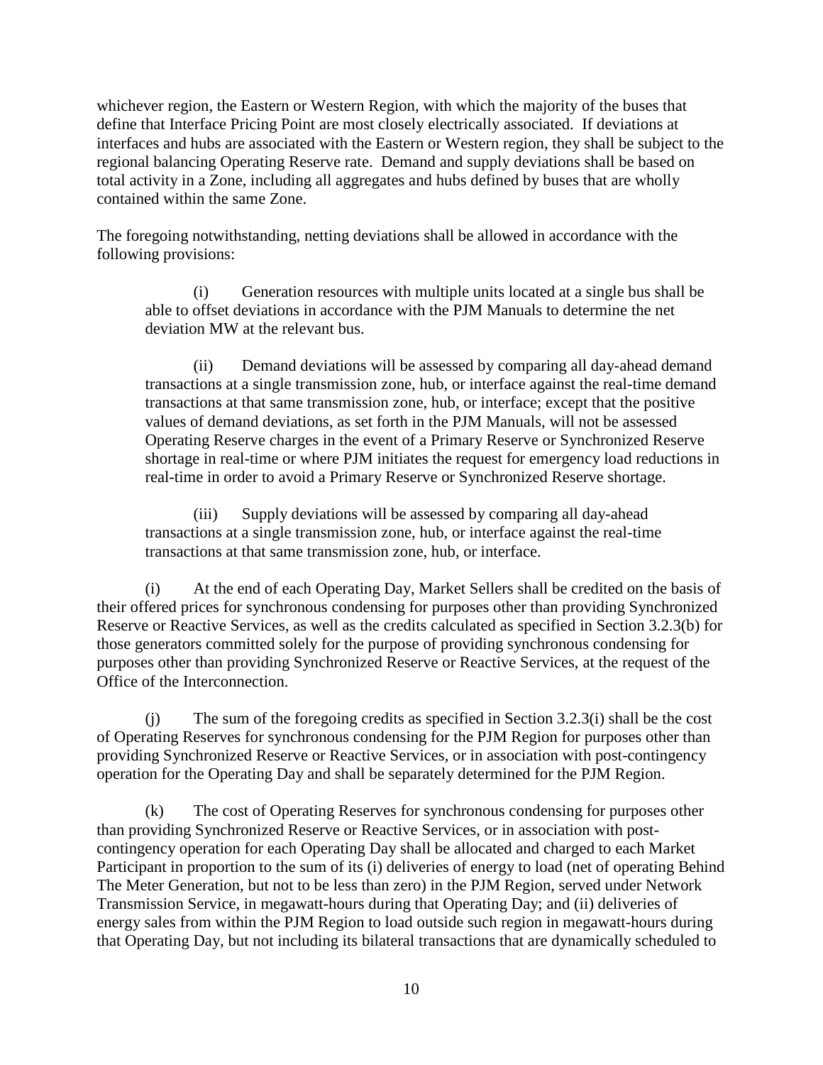whichever region, the Eastern or Western Region, with which the majority of the buses that define that Interface Pricing Point are most closely electrically associated. If deviations at interfaces and hubs are associated with the Eastern or Western region, they shall be subject to the regional balancing Operating Reserve rate. Demand and supply deviations shall be based on total activity in a Zone, including all aggregates and hubs defined by buses that are wholly contained within the same Zone.

The foregoing notwithstanding, netting deviations shall be allowed in accordance with the following provisions:

> (i) Generation resources with multiple units located at a single bus shall be able to offset deviations in accordance with the PJM Manuals to determine the net deviation MW at the relevant bus.
>
> (ii) Demand deviations will be assessed by comparing all day-ahead demand transactions at a single transmission zone, hub, or interface against the real-time demand transactions at that same transmission zone, hub, or interface; except that the positive values of demand deviations, as set forth in the PJM Manuals, will not be assessed Operating Reserve charges in the event of a Primary Reserve or Synchronized Reserve shortage in real-time or where PJM initiates the request for emergency load reductions in real-time in order to avoid a Primary Reserve or Synchronized Reserve shortage.
>
> (iii) Supply deviations will be assessed by comparing all day-ahead transactions at a single transmission zone, hub, or interface against the real-time transactions at that same transmission zone, hub, or interface.

(i) At the end of each Operating Day, Market Sellers shall be credited on the basis of their offered prices for synchronous condensing for purposes other than providing Synchronized Reserve or Reactive Services, as well as the credits calculated as specified in Section 3.2.3(b) for those generators committed solely for the purpose of providing synchronous condensing for purposes other than providing Synchronized Reserve or Reactive Services, at the request of the Office of the Interconnection.

(j) The sum of the foregoing credits as specified in Section 3.2.3(i) shall be the cost of Operating Reserves for synchronous condensing for the PJM Region for purposes other than providing Synchronized Reserve or Reactive Services, or in association with post-contingency operation for the Operating Day and shall be separately determined for the PJM Region.

(k) The cost of Operating Reserves for synchronous condensing for purposes other than providing Synchronized Reserve or Reactive Services, or in association with post-contingency operation for each Operating Day shall be allocated and charged to each Market Participant in proportion to the sum of its (i) deliveries of energy to load (net of operating Behind The Meter Generation, but not to be less than zero) in the PJM Region, served under Network Transmission Service, in megawatt-hours during that Operating Day; and (ii) deliveries of energy sales from within the PJM Region to load outside such region in megawatt-hours during that Operating Day, but not including its bilateral transactions that are dynamically scheduled to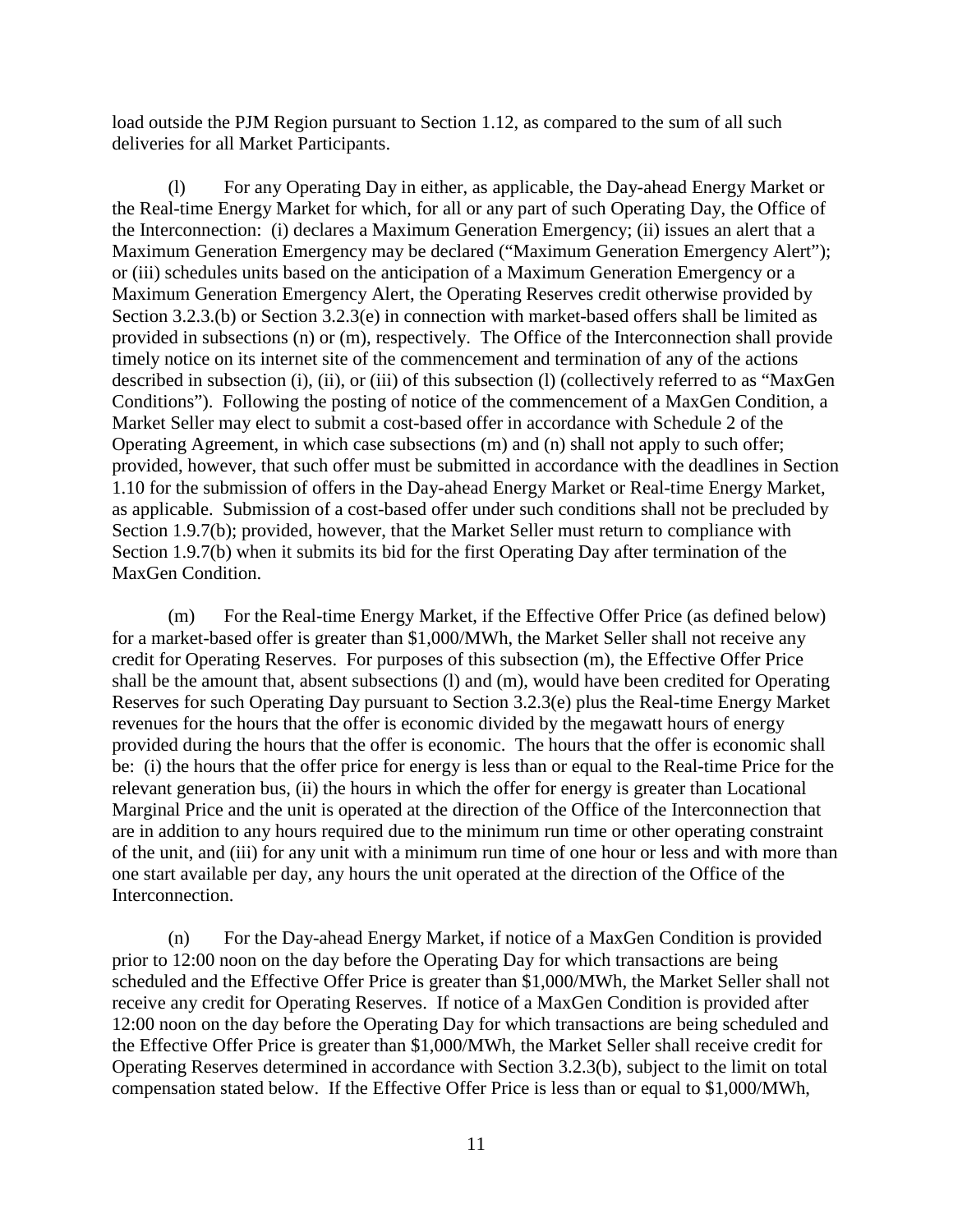load outside the PJM Region pursuant to Section 1.12, as compared to the sum of all such deliveries for all Market Participants.

(l) For any Operating Day in either, as applicable, the Day-ahead Energy Market or the Real-time Energy Market for which, for all or any part of such Operating Day, the Office of the Interconnection: (i) declares a Maximum Generation Emergency; (ii) issues an alert that a Maximum Generation Emergency may be declared ("Maximum Generation Emergency Alert"); or (iii) schedules units based on the anticipation of a Maximum Generation Emergency or a Maximum Generation Emergency Alert, the Operating Reserves credit otherwise provided by Section 3.2.3.(b) or Section 3.2.3(e) in connection with market-based offers shall be limited as provided in subsections (n) or (m), respectively. The Office of the Interconnection shall provide timely notice on its internet site of the commencement and termination of any of the actions described in subsection (i), (ii), or (iii) of this subsection (l) (collectively referred to as "MaxGen Conditions"). Following the posting of notice of the commencement of a MaxGen Condition, a Market Seller may elect to submit a cost-based offer in accordance with Schedule 2 of the Operating Agreement, in which case subsections (m) and (n) shall not apply to such offer; provided, however, that such offer must be submitted in accordance with the deadlines in Section 1.10 for the submission of offers in the Day-ahead Energy Market or Real-time Energy Market, as applicable. Submission of a cost-based offer under such conditions shall not be precluded by Section 1.9.7(b); provided, however, that the Market Seller must return to compliance with Section 1.9.7(b) when it submits its bid for the first Operating Day after termination of the MaxGen Condition.

(m) For the Real-time Energy Market, if the Effective Offer Price (as defined below) for a market-based offer is greater than $1,000/MWh, the Market Seller shall not receive any credit for Operating Reserves. For purposes of this subsection (m), the Effective Offer Price shall be the amount that, absent subsections (l) and (m), would have been credited for Operating Reserves for such Operating Day pursuant to Section 3.2.3(e) plus the Real-time Energy Market revenues for the hours that the offer is economic divided by the megawatt hours of energy provided during the hours that the offer is economic. The hours that the offer is economic shall be: (i) the hours that the offer price for energy is less than or equal to the Real-time Price for the relevant generation bus, (ii) the hours in which the offer for energy is greater than Locational Marginal Price and the unit is operated at the direction of the Office of the Interconnection that are in addition to any hours required due to the minimum run time or other operating constraint of the unit, and (iii) for any unit with a minimum run time of one hour or less and with more than one start available per day, any hours the unit operated at the direction of the Office of the Interconnection.

(n) For the Day-ahead Energy Market, if notice of a MaxGen Condition is provided prior to 12:00 noon on the day before the Operating Day for which transactions are being scheduled and the Effective Offer Price is greater than $1,000/MWh, the Market Seller shall not receive any credit for Operating Reserves. If notice of a MaxGen Condition is provided after 12:00 noon on the day before the Operating Day for which transactions are being scheduled and the Effective Offer Price is greater than $1,000/MWh, the Market Seller shall receive credit for Operating Reserves determined in accordance with Section 3.2.3(b), subject to the limit on total compensation stated below. If the Effective Offer Price is less than or equal to $1,000/MWh,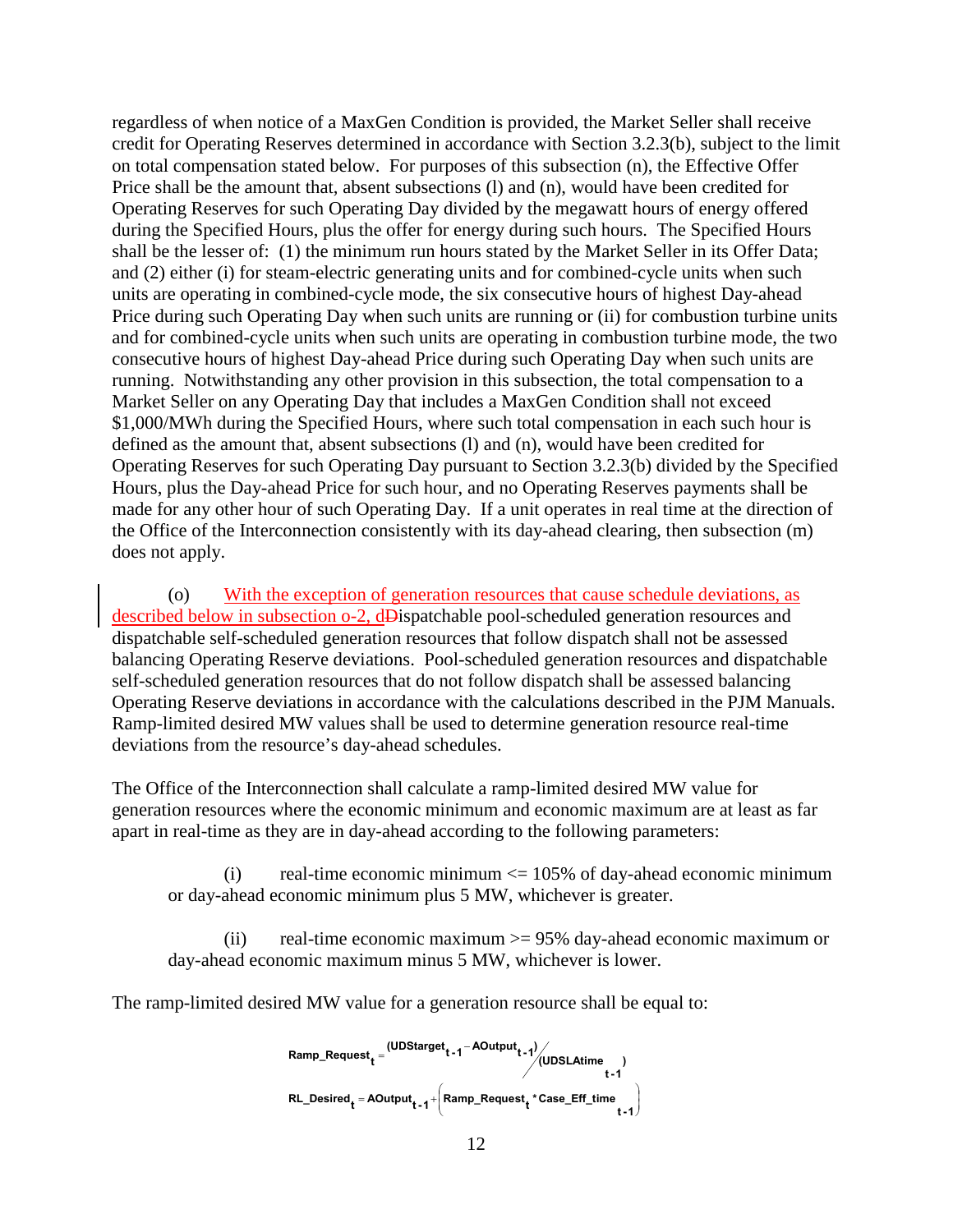regardless of when notice of a MaxGen Condition is provided, the Market Seller shall receive credit for Operating Reserves determined in accordance with Section 3.2.3(b), subject to the limit on total compensation stated below. For purposes of this subsection (n), the Effective Offer Price shall be the amount that, absent subsections (l) and (n), would have been credited for Operating Reserves for such Operating Day divided by the megawatt hours of energy offered during the Specified Hours, plus the offer for energy during such hours. The Specified Hours shall be the lesser of: (1) the minimum run hours stated by the Market Seller in its Offer Data; and (2) either (i) for steam-electric generating units and for combined-cycle units when such units are operating in combined-cycle mode, the six consecutive hours of highest Day-ahead Price during such Operating Day when such units are running or (ii) for combustion turbine units and for combined-cycle units when such units are operating in combustion turbine mode, the two consecutive hours of highest Day-ahead Price during such Operating Day when such units are running. Notwithstanding any other provision in this subsection, the total compensation to a Market Seller on any Operating Day that includes a MaxGen Condition shall not exceed \$1,000/MWh during the Specified Hours, where such total compensation in each such hour is defined as the amount that, absent subsections (l) and (n), would have been credited for Operating Reserves for such Operating Day pursuant to Section 3.2.3(b) divided by the Specified Hours, plus the Day-ahead Price for such hour, and no Operating Reserves payments shall be made for any other hour of such Operating Day. If a unit operates in real time at the direction of the Office of the Interconnection consistently with its day-ahead clearing, then subsection (m) does not apply.

(o) With the exception of generation resources that cause schedule deviations, as described below in subsection o-2, d~~D~~ispatchable pool-scheduled generation resources and dispatchable self-scheduled generation resources that follow dispatch shall not be assessed balancing Operating Reserve deviations. Pool-scheduled generation resources and dispatchable self-scheduled generation resources that do not follow dispatch shall be assessed balancing Operating Reserve deviations in accordance with the calculations described in the PJM Manuals. Ramp-limited desired MW values shall be used to determine generation resource real-time deviations from the resource's day-ahead schedules.

The Office of the Interconnection shall calculate a ramp-limited desired MW value for generation resources where the economic minimum and economic maximum are at least as far apart in real-time as they are in day-ahead according to the following parameters:

(i) real-time economic minimum <= 105% of day-ahead economic minimum or day-ahead economic minimum plus 5 MW, whichever is greater.

(ii) real-time economic maximum >= 95% day-ahead economic maximum or day-ahead economic maximum minus 5 MW, whichever is lower.

The ramp-limited desired MW value for a generation resource shall be equal to:

$$\text{Ramp\_Request}_t = \frac{(\text{UDStarget}_{t-1} - \text{AOutput}_{t-1})}{(\text{UDSLAtime}_{t-1})}$$

$$\text{RL\_Desired}_t = \text{AOutput}_{t-1} + \left(\text{Ramp\_Request}_t * \text{Case\_Eff\_time}_{t-1}\right)$$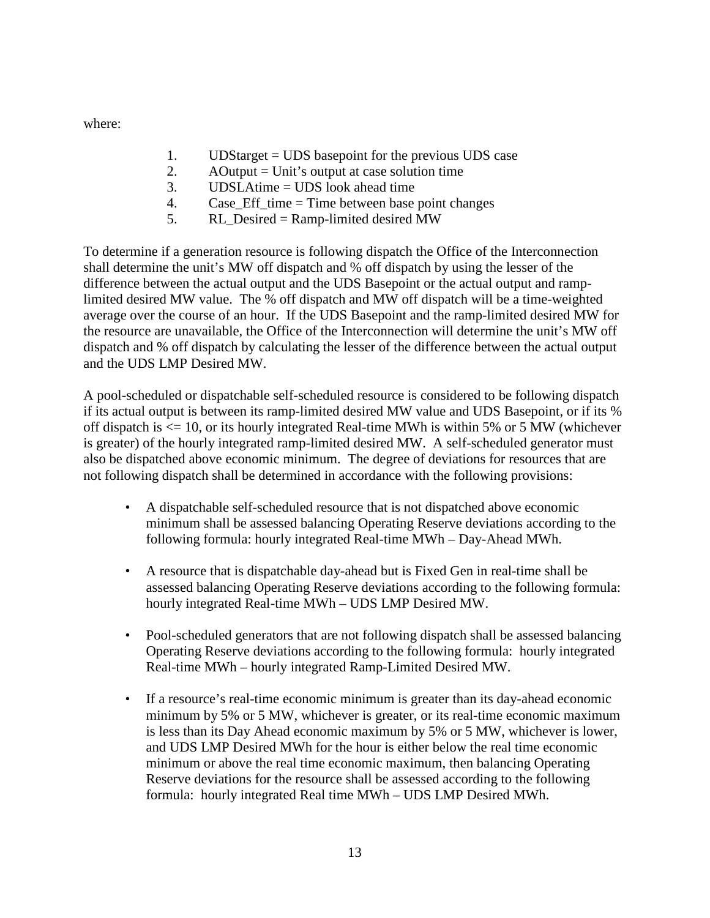where:

1. UDStarget = UDS basepoint for the previous UDS case
2. AOutput = Unit's output at case solution time
3. UDSLAtime = UDS look ahead time
4. Case_Eff_time = Time between base point changes
5. RL_Desired = Ramp-limited desired MW

To determine if a generation resource is following dispatch the Office of the Interconnection shall determine the unit's MW off dispatch and % off dispatch by using the lesser of the difference between the actual output and the UDS Basepoint or the actual output and ramp-limited desired MW value. The % off dispatch and MW off dispatch will be a time-weighted average over the course of an hour. If the UDS Basepoint and the ramp-limited desired MW for the resource are unavailable, the Office of the Interconnection will determine the unit's MW off dispatch and % off dispatch by calculating the lesser of the difference between the actual output and the UDS LMP Desired MW.

A pool-scheduled or dispatchable self-scheduled resource is considered to be following dispatch if its actual output is between its ramp-limited desired MW value and UDS Basepoint, or if its % off dispatch is <= 10, or its hourly integrated Real-time MWh is within 5% or 5 MW (whichever is greater) of the hourly integrated ramp-limited desired MW. A self-scheduled generator must also be dispatched above economic minimum. The degree of deviations for resources that are not following dispatch shall be determined in accordance with the following provisions:

- A dispatchable self-scheduled resource that is not dispatched above economic minimum shall be assessed balancing Operating Reserve deviations according to the following formula: hourly integrated Real-time MWh – Day-Ahead MWh.

- A resource that is dispatchable day-ahead but is Fixed Gen in real-time shall be assessed balancing Operating Reserve deviations according to the following formula: hourly integrated Real-time MWh – UDS LMP Desired MW.

- Pool-scheduled generators that are not following dispatch shall be assessed balancing Operating Reserve deviations according to the following formula: hourly integrated Real-time MWh – hourly integrated Ramp-Limited Desired MW.

- If a resource's real-time economic minimum is greater than its day-ahead economic minimum by 5% or 5 MW, whichever is greater, or its real-time economic maximum is less than its Day Ahead economic maximum by 5% or 5 MW, whichever is lower, and UDS LMP Desired MWh for the hour is either below the real time economic minimum or above the real time economic maximum, then balancing Operating Reserve deviations for the resource shall be assessed according to the following formula: hourly integrated Real time MWh – UDS LMP Desired MWh.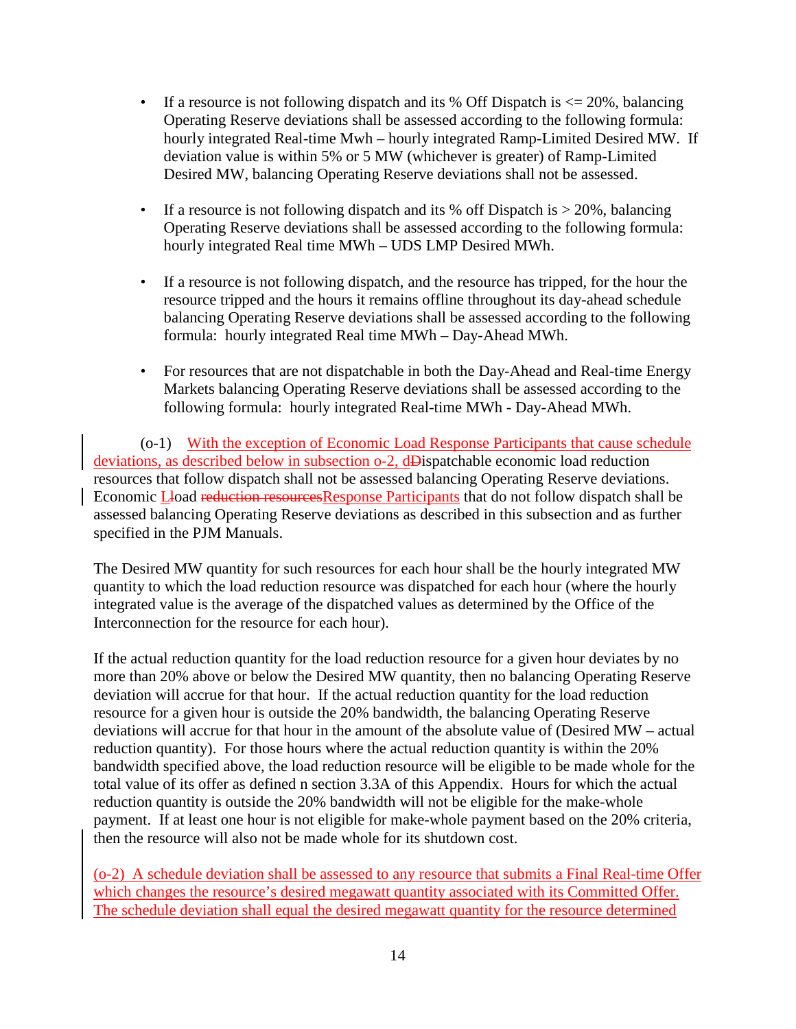- If a resource is not following dispatch and its % Off Dispatch is <= 20%, balancing Operating Reserve deviations shall be assessed according to the following formula: hourly integrated Real-time Mwh – hourly integrated Ramp-Limited Desired MW. If deviation value is within 5% or 5 MW (whichever is greater) of Ramp-Limited Desired MW, balancing Operating Reserve deviations shall not be assessed.

- If a resource is not following dispatch and its % off Dispatch is > 20%, balancing Operating Reserve deviations shall be assessed according to the following formula: hourly integrated Real time MWh – UDS LMP Desired MWh.

- If a resource is not following dispatch, and the resource has tripped, for the hour the resource tripped and the hours it remains offline throughout its day-ahead schedule balancing Operating Reserve deviations shall be assessed according to the following formula: hourly integrated Real time MWh – Day-Ahead MWh.

- For resources that are not dispatchable in both the Day-Ahead and Real-time Energy Markets balancing Operating Reserve deviations shall be assessed according to the following formula: hourly integrated Real-time MWh - Day-Ahead MWh.

(o-1) With the exception of Economic Load Response Participants that cause schedule deviations, as described below in subsection o-2, dDispatchable economic load reduction resources that follow dispatch shall not be assessed balancing Operating Reserve deviations. Economic LLoad ~~reduction resources~~Response Participants that do not follow dispatch shall be assessed balancing Operating Reserve deviations as described in this subsection and as further specified in the PJM Manuals.

The Desired MW quantity for such resources for each hour shall be the hourly integrated MW quantity to which the load reduction resource was dispatched for each hour (where the hourly integrated value is the average of the dispatched values as determined by the Office of the Interconnection for the resource for each hour).

If the actual reduction quantity for the load reduction resource for a given hour deviates by no more than 20% above or below the Desired MW quantity, then no balancing Operating Reserve deviation will accrue for that hour. If the actual reduction quantity for the load reduction resource for a given hour is outside the 20% bandwidth, the balancing Operating Reserve deviations will accrue for that hour in the amount of the absolute value of (Desired MW – actual reduction quantity). For those hours where the actual reduction quantity is within the 20% bandwidth specified above, the load reduction resource will be eligible to be made whole for the total value of its offer as defined n section 3.3A of this Appendix. Hours for which the actual reduction quantity is outside the 20% bandwidth will not be eligible for the make-whole payment. If at least one hour is not eligible for make-whole payment based on the 20% criteria, then the resource will also not be made whole for its shutdown cost.

(o-2) A schedule deviation shall be assessed to any resource that submits a Final Real-time Offer which changes the resource's desired megawatt quantity associated with its Committed Offer. The schedule deviation shall equal the desired megawatt quantity for the resource determined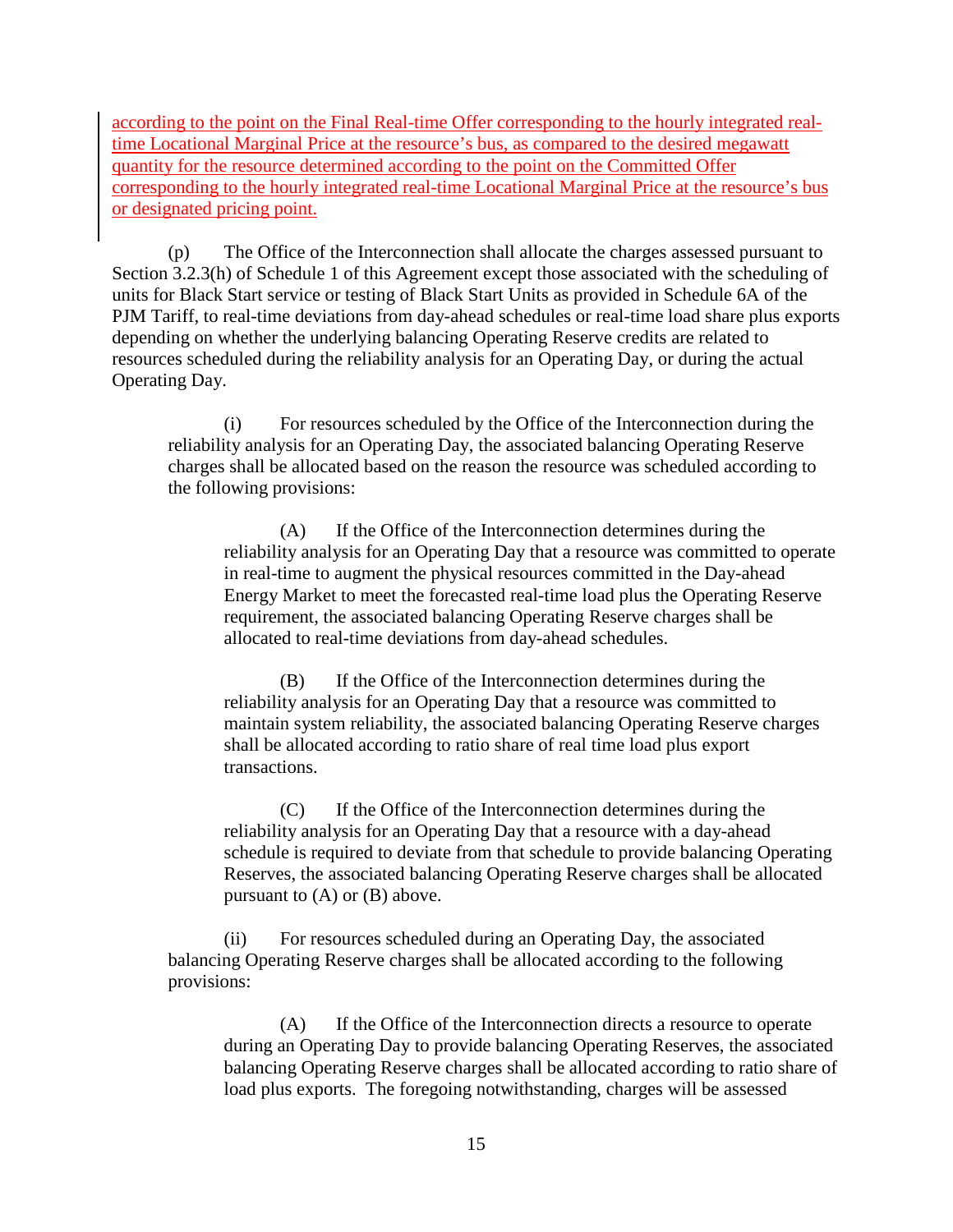according to the point on the Final Real-time Offer corresponding to the hourly integrated real-time Locational Marginal Price at the resource's bus, as compared to the desired megawatt quantity for the resource determined according to the point on the Committed Offer corresponding to the hourly integrated real-time Locational Marginal Price at the resource's bus or designated pricing point.

(p) The Office of the Interconnection shall allocate the charges assessed pursuant to Section 3.2.3(h) of Schedule 1 of this Agreement except those associated with the scheduling of units for Black Start service or testing of Black Start Units as provided in Schedule 6A of the PJM Tariff, to real-time deviations from day-ahead schedules or real-time load share plus exports depending on whether the underlying balancing Operating Reserve credits are related to resources scheduled during the reliability analysis for an Operating Day, or during the actual Operating Day.

(i) For resources scheduled by the Office of the Interconnection during the reliability analysis for an Operating Day, the associated balancing Operating Reserve charges shall be allocated based on the reason the resource was scheduled according to the following provisions:

(A) If the Office of the Interconnection determines during the reliability analysis for an Operating Day that a resource was committed to operate in real-time to augment the physical resources committed in the Day-ahead Energy Market to meet the forecasted real-time load plus the Operating Reserve requirement, the associated balancing Operating Reserve charges shall be allocated to real-time deviations from day-ahead schedules.

(B) If the Office of the Interconnection determines during the reliability analysis for an Operating Day that a resource was committed to maintain system reliability, the associated balancing Operating Reserve charges shall be allocated according to ratio share of real time load plus export transactions.

(C) If the Office of the Interconnection determines during the reliability analysis for an Operating Day that a resource with a day-ahead schedule is required to deviate from that schedule to provide balancing Operating Reserves, the associated balancing Operating Reserve charges shall be allocated pursuant to (A) or (B) above.

(ii) For resources scheduled during an Operating Day, the associated balancing Operating Reserve charges shall be allocated according to the following provisions:

(A) If the Office of the Interconnection directs a resource to operate during an Operating Day to provide balancing Operating Reserves, the associated balancing Operating Reserve charges shall be allocated according to ratio share of load plus exports. The foregoing notwithstanding, charges will be assessed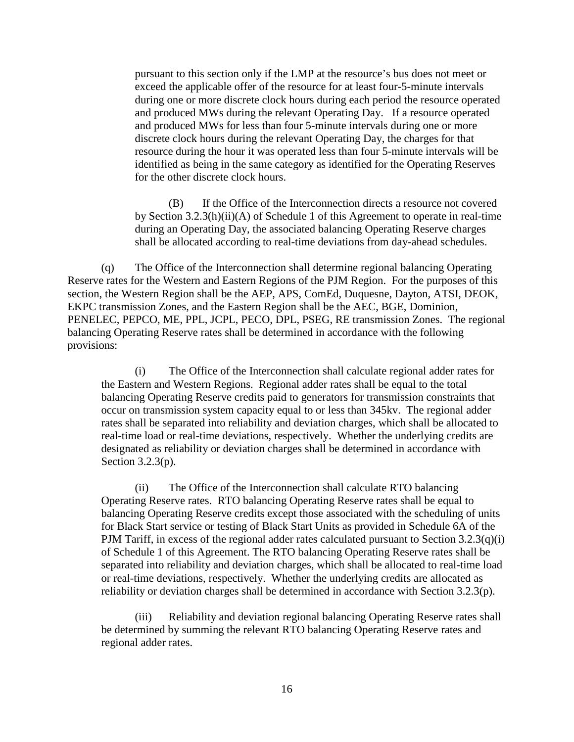pursuant to this section only if the LMP at the resource's bus does not meet or exceed the applicable offer of the resource for at least four-5-minute intervals during one or more discrete clock hours during each period the resource operated and produced MWs during the relevant Operating Day. If a resource operated and produced MWs for less than four 5-minute intervals during one or more discrete clock hours during the relevant Operating Day, the charges for that resource during the hour it was operated less than four 5-minute intervals will be identified as being in the same category as identified for the Operating Reserves for the other discrete clock hours.

(B) If the Office of the Interconnection directs a resource not covered by Section 3.2.3(h)(ii)(A) of Schedule 1 of this Agreement to operate in real-time during an Operating Day, the associated balancing Operating Reserve charges shall be allocated according to real-time deviations from day-ahead schedules.

(q) The Office of the Interconnection shall determine regional balancing Operating Reserve rates for the Western and Eastern Regions of the PJM Region. For the purposes of this section, the Western Region shall be the AEP, APS, ComEd, Duquesne, Dayton, ATSI, DEOK, EKPC transmission Zones, and the Eastern Region shall be the AEC, BGE, Dominion, PENELEC, PEPCO, ME, PPL, JCPL, PECO, DPL, PSEG, RE transmission Zones. The regional balancing Operating Reserve rates shall be determined in accordance with the following provisions:

(i) The Office of the Interconnection shall calculate regional adder rates for the Eastern and Western Regions. Regional adder rates shall be equal to the total balancing Operating Reserve credits paid to generators for transmission constraints that occur on transmission system capacity equal to or less than 345kv. The regional adder rates shall be separated into reliability and deviation charges, which shall be allocated to real-time load or real-time deviations, respectively. Whether the underlying credits are designated as reliability or deviation charges shall be determined in accordance with Section 3.2.3(p).

(ii) The Office of the Interconnection shall calculate RTO balancing Operating Reserve rates. RTO balancing Operating Reserve rates shall be equal to balancing Operating Reserve credits except those associated with the scheduling of units for Black Start service or testing of Black Start Units as provided in Schedule 6A of the PJM Tariff, in excess of the regional adder rates calculated pursuant to Section 3.2.3(q)(i) of Schedule 1 of this Agreement. The RTO balancing Operating Reserve rates shall be separated into reliability and deviation charges, which shall be allocated to real-time load or real-time deviations, respectively. Whether the underlying credits are allocated as reliability or deviation charges shall be determined in accordance with Section 3.2.3(p).

(iii) Reliability and deviation regional balancing Operating Reserve rates shall be determined by summing the relevant RTO balancing Operating Reserve rates and regional adder rates.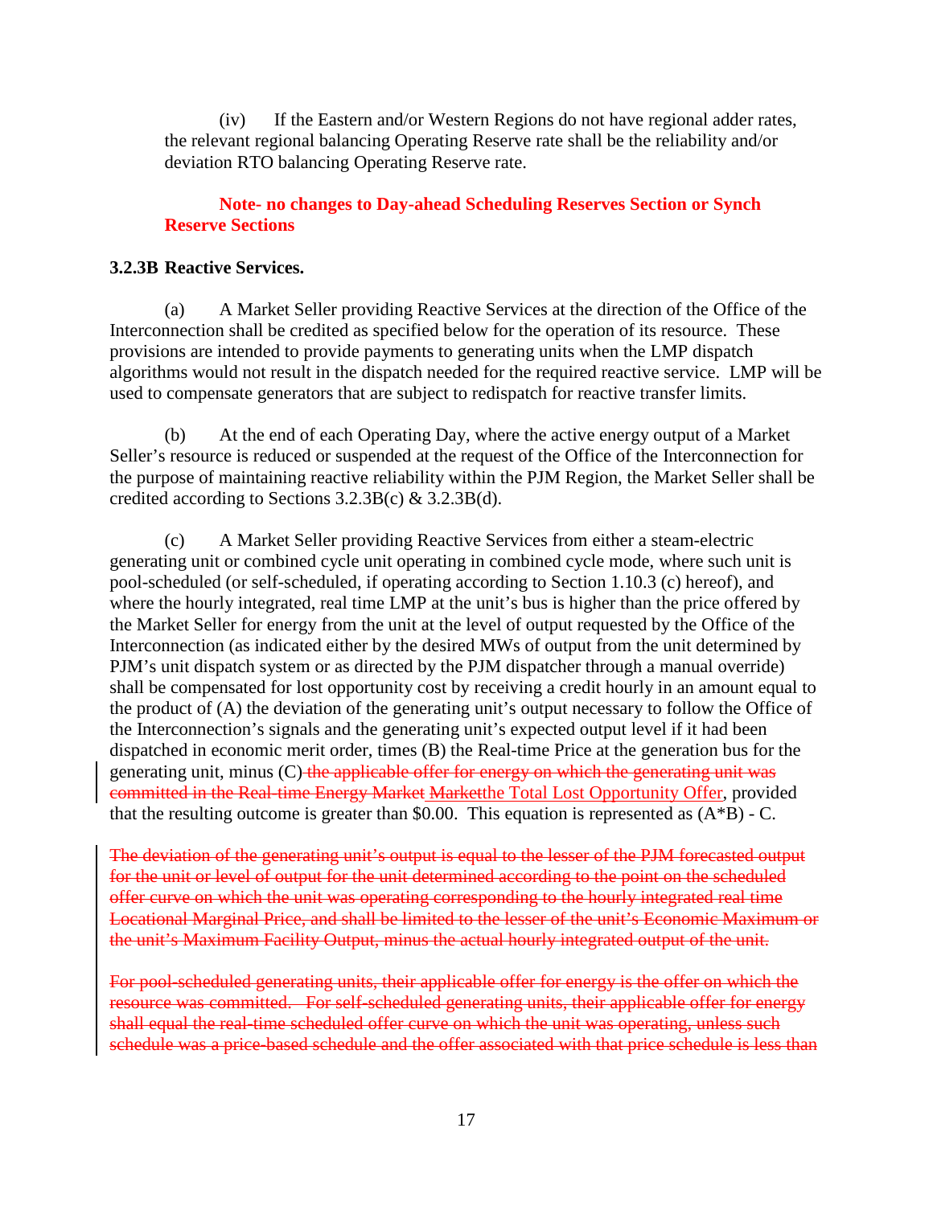(iv) If the Eastern and/or Western Regions do not have regional adder rates, the relevant regional balancing Operating Reserve rate shall be the reliability and/or deviation RTO balancing Operating Reserve rate.

**Note- no changes to Day-ahead Scheduling Reserves Section or Synch Reserve Sections**

**3.2.3B Reactive Services.**

(a) A Market Seller providing Reactive Services at the direction of the Office of the Interconnection shall be credited as specified below for the operation of its resource. These provisions are intended to provide payments to generating units when the LMP dispatch algorithms would not result in the dispatch needed for the required reactive service. LMP will be used to compensate generators that are subject to redispatch for reactive transfer limits.

(b) At the end of each Operating Day, where the active energy output of a Market Seller's resource is reduced or suspended at the request of the Office of the Interconnection for the purpose of maintaining reactive reliability within the PJM Region, the Market Seller shall be credited according to Sections 3.2.3B(c) & 3.2.3B(d).

(c) A Market Seller providing Reactive Services from either a steam-electric generating unit or combined cycle unit operating in combined cycle mode, where such unit is pool-scheduled (or self-scheduled, if operating according to Section 1.10.3 (c) hereof), and where the hourly integrated, real time LMP at the unit's bus is higher than the price offered by the Market Seller for energy from the unit at the level of output requested by the Office of the Interconnection (as indicated either by the desired MWs of output from the unit determined by PJM's unit dispatch system or as directed by the PJM dispatcher through a manual override) shall be compensated for lost opportunity cost by receiving a credit hourly in an amount equal to the product of (A) the deviation of the generating unit's output necessary to follow the Office of the Interconnection's signals and the generating unit's expected output level if it had been dispatched in economic merit order, times (B) the Real-time Price at the generation bus for the generating unit, minus (C) ~~the applicable offer for energy on which the generating unit was committed in the Real-time Energy Market~~ ~~Market~~the Total Lost Opportunity Offer, provided that the resulting outcome is greater than \$0.00. This equation is represented as (A\*B) - C.

~~The deviation of the generating unit's output is equal to the lesser of the PJM forecasted output for the unit or level of output for the unit determined according to the point on the scheduled offer curve on which the unit was operating corresponding to the hourly integrated real time Locational Marginal Price, and shall be limited to the lesser of the unit's Economic Maximum or the unit's Maximum Facility Output, minus the actual hourly integrated output of the unit.~~

~~For pool-scheduled generating units, their applicable offer for energy is the offer on which the resource was committed. For self-scheduled generating units, their applicable offer for energy shall equal the real-time scheduled offer curve on which the unit was operating, unless such schedule was a price-based schedule and the offer associated with that price schedule is less than~~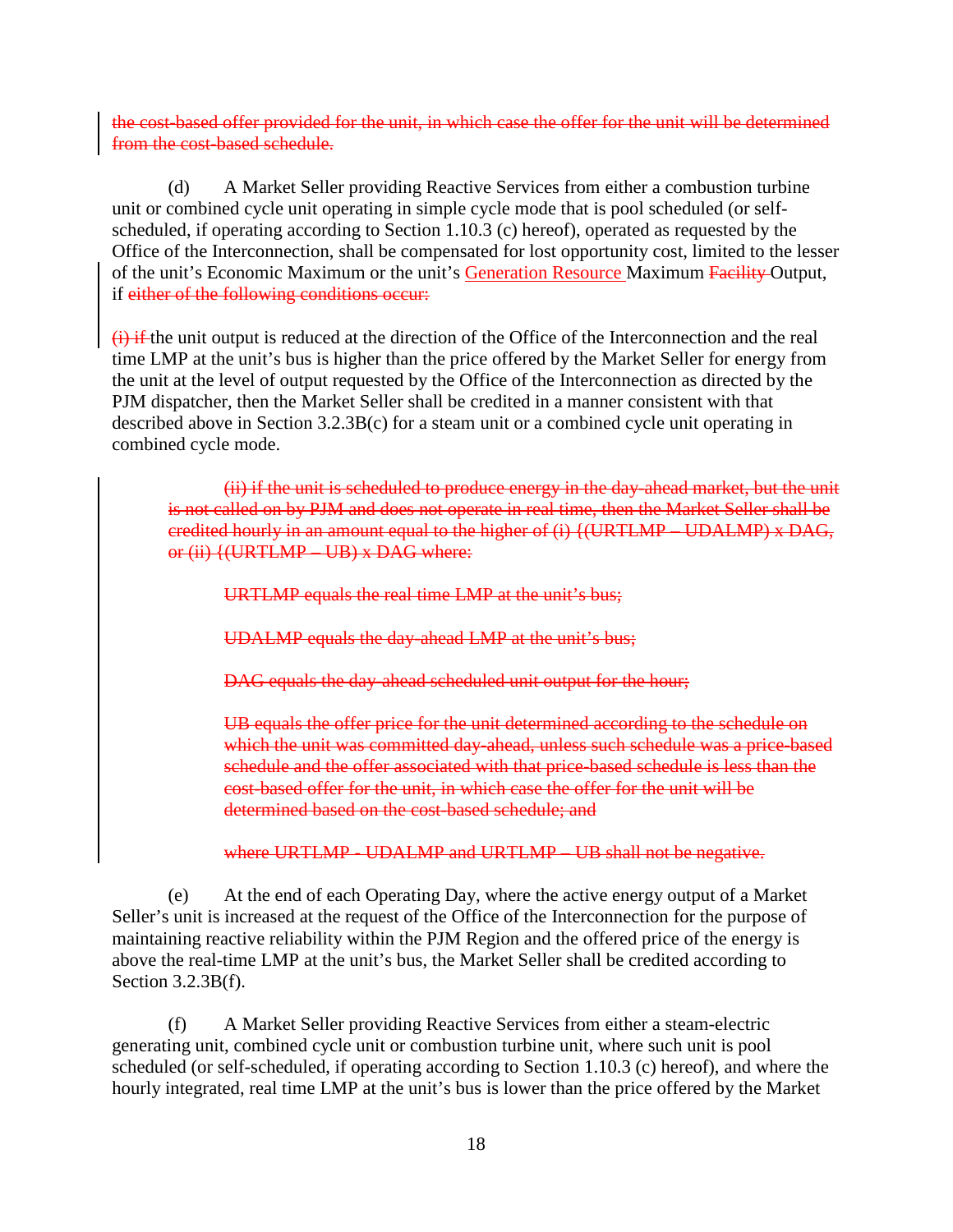the cost-based offer provided for the unit, in which case the offer for the unit will be determined from the cost-based schedule.

(d) A Market Seller providing Reactive Services from either a combustion turbine unit or combined cycle unit operating in simple cycle mode that is pool scheduled (or self-scheduled, if operating according to Section 1.10.3 (c) hereof), operated as requested by the Office of the Interconnection, shall be compensated for lost opportunity cost, limited to the lesser of the unit's Economic Maximum or the unit's Generation Resource Maximum Facility Output, if either of the following conditions occur:

(i) if the unit output is reduced at the direction of the Office of the Interconnection and the real time LMP at the unit's bus is higher than the price offered by the Market Seller for energy from the unit at the level of output requested by the Office of the Interconnection as directed by the PJM dispatcher, then the Market Seller shall be credited in a manner consistent with that described above in Section 3.2.3B(c) for a steam unit or a combined cycle unit operating in combined cycle mode.

> (ii) if the unit is scheduled to produce energy in the day-ahead market, but the unit is not called on by PJM and does not operate in real time, then the Market Seller shall be credited hourly in an amount equal to the higher of (i) {(URTLMP – UDALMP) x DAG, or (ii) {(URTLMP – UB) x DAG where:
>
> > URTLMP equals the real time LMP at the unit's bus;
> >
> > UDALMP equals the day-ahead LMP at the unit's bus;
> >
> > DAG equals the day-ahead scheduled unit output for the hour;
> >
> > UB equals the offer price for the unit determined according to the schedule on which the unit was committed day-ahead, unless such schedule was a price-based schedule and the offer associated with that price-based schedule is less than the cost-based offer for the unit, in which case the offer for the unit will be determined based on the cost-based schedule; and
> >
> > where URTLMP - UDALMP and URTLMP – UB shall not be negative.

(e) At the end of each Operating Day, where the active energy output of a Market Seller's unit is increased at the request of the Office of the Interconnection for the purpose of maintaining reactive reliability within the PJM Region and the offered price of the energy is above the real-time LMP at the unit's bus, the Market Seller shall be credited according to Section 3.2.3B(f).

(f) A Market Seller providing Reactive Services from either a steam-electric generating unit, combined cycle unit or combustion turbine unit, where such unit is pool scheduled (or self-scheduled, if operating according to Section 1.10.3 (c) hereof), and where the hourly integrated, real time LMP at the unit's bus is lower than the price offered by the Market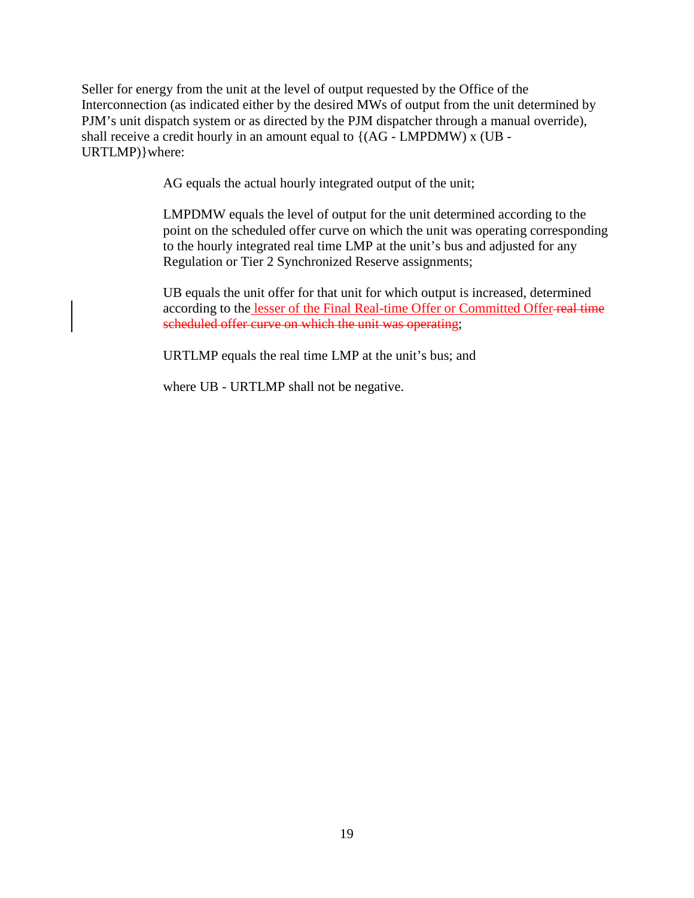Seller for energy from the unit at the level of output requested by the Office of the Interconnection (as indicated either by the desired MWs of output from the unit determined by PJM's unit dispatch system or as directed by the PJM dispatcher through a manual override), shall receive a credit hourly in an amount equal to {(AG - LMPDMW) x (UB - URTLMP)}where:

> AG equals the actual hourly integrated output of the unit;
>
> LMPDMW equals the level of output for the unit determined according to the point on the scheduled offer curve on which the unit was operating corresponding to the hourly integrated real time LMP at the unit's bus and adjusted for any Regulation or Tier 2 Synchronized Reserve assignments;
>
> UB equals the unit offer for that unit for which output is increased, determined according to the lesser of the Final Real-time Offer or Committed Offer ~~real time scheduled offer curve on which the unit was operating~~;
>
> URTLMP equals the real time LMP at the unit's bus; and
>
> where UB - URTLMP shall not be negative.